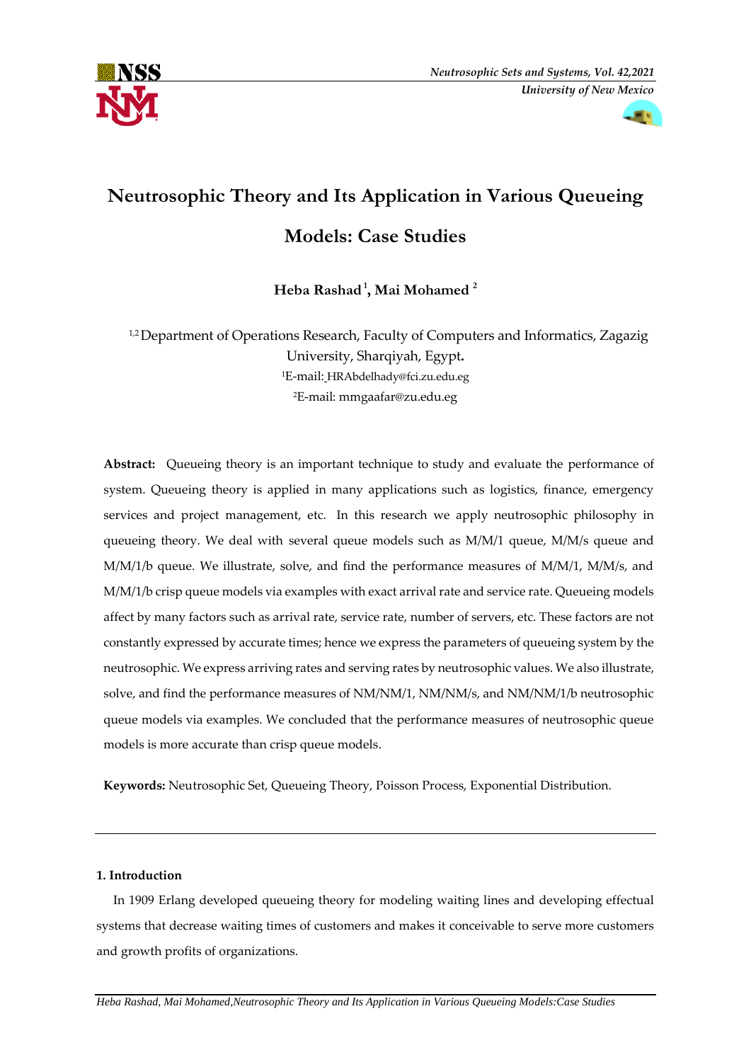# Neutrosophic Theory and Its Application in Various Queueing Models: Case Studies

**Heba Rashad [1], Mai Mohamed [2]**

[1,2] Department of Operations Research, Faculty of Computers and Informatics, Zagazig University, Sharqiyah, Egypt.

[1]E-mail: HRAbdelhady@fci.zu.edu.eg

[2]E-mail: mmgaafar@zu.edu.eg

**Abstract:** Queueing theory is an important technique to study and evaluate the performance of system. Queueing theory is applied in many applications such as logistics, finance, emergency services and project management, etc. In this research we apply neutrosophic philosophy in queueing theory. We deal with several queue models such as M/M/1 queue, M/M/s queue and M/M/1/b queue. We illustrate, solve, and find the performance measures of M/M/1, M/M/s, and M/M/1/b crisp queue models via examples with exact arrival rate and service rate. Queueing models affect by many factors such as arrival rate, service rate, number of servers, etc. These factors are not constantly expressed by accurate times; hence we express the parameters of queueing system by the neutrosophic. We express arriving rates and serving rates by neutrosophic values. We also illustrate, solve, and find the performance measures of NM/NM/1, NM/NM/s, and NM/NM/1/b neutrosophic queue models via examples. We concluded that the performance measures of neutrosophic queue models is more accurate than crisp queue models.

**Keywords:** Neutrosophic Set, Queueing Theory, Poisson Process, Exponential Distribution.

## 1. Introduction

In 1909 Erlang developed queueing theory for modeling waiting lines and developing effectual systems that decrease waiting times of customers and makes it conceivable to serve more customers and growth profits of organizations.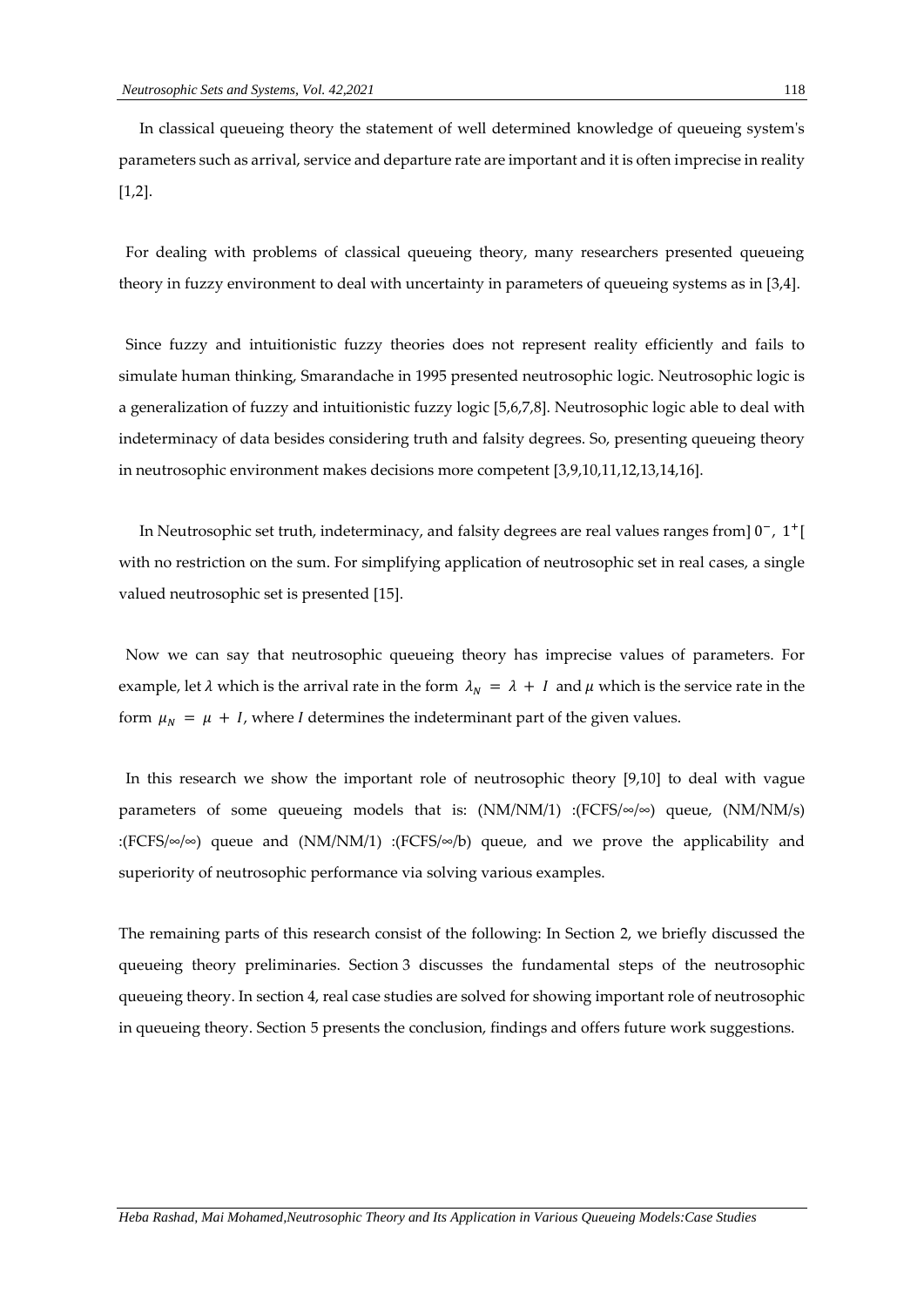In classical queueing theory the statement of well determined knowledge of queueing system's parameters such as arrival, service and departure rate are important and it is often imprecise in reality [1,2].

For dealing with problems of classical queueing theory, many researchers presented queueing theory in fuzzy environment to deal with uncertainty in parameters of queueing systems as in [3,4].

Since fuzzy and intuitionistic fuzzy theories does not represent reality efficiently and fails to simulate human thinking, Smarandache in 1995 presented neutrosophic logic. Neutrosophic logic is a generalization of fuzzy and intuitionistic fuzzy logic [5,6,7,8]. Neutrosophic logic able to deal with indeterminacy of data besides considering truth and falsity degrees. So, presenting queueing theory in neutrosophic environment makes decisions more competent [3,9,10,11,12,13,14,16].

In Neutrosophic set truth, indeterminacy, and falsity degrees are real values ranges from$]0^{-},\ 1^{+}[$ with no restriction on the sum. For simplifying application of neutrosophic set in real cases, a single valued neutrosophic set is presented [15].

Now we can say that neutrosophic queueing theory has imprecise values of parameters. For example, let $\lambda$ which is the arrival rate in the form $\lambda_N = \lambda + I$ and $\mu$ which is the service rate in the form $\mu_N = \mu + I$, where *I* determines the indeterminant part of the given values.

In this research we show the important role of neutrosophic theory [9,10] to deal with vague parameters of some queueing models that is: (NM/NM/1) :(FCFS/∞/∞) queue, (NM/NM/s) :(FCFS/∞/∞) queue and (NM/NM/1) :(FCFS/∞/b) queue, and we prove the applicability and superiority of neutrosophic performance via solving various examples.

The remaining parts of this research consist of the following: In Section 2, we briefly discussed the queueing theory preliminaries. Section 3 discusses the fundamental steps of the neutrosophic queueing theory. In section 4, real case studies are solved for showing important role of neutrosophic in queueing theory. Section 5 presents the conclusion, findings and offers future work suggestions.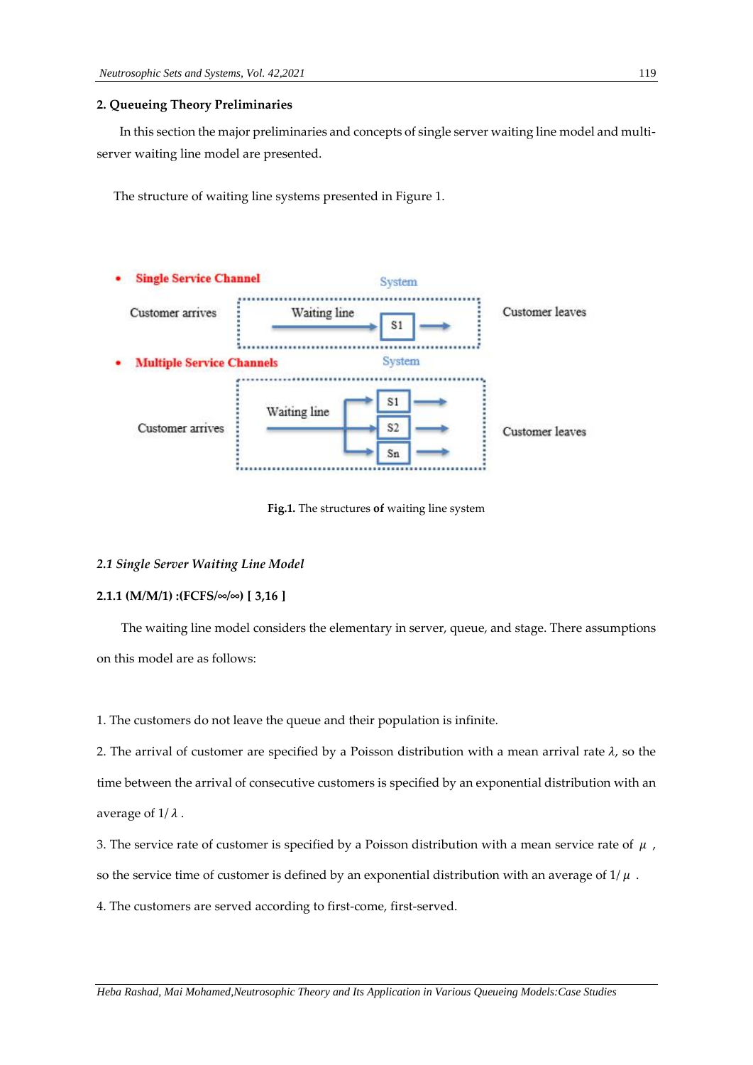## 2. Queueing Theory Preliminaries

In this section the major preliminaries and concepts of single server waiting line model and multi-server waiting line model are presented.

The structure of waiting line systems presented in Figure 1.

- **Single Service Channel**

System

Customer arrives — Waiting line → S1 → Customer leaves

- **Multiple Service Channels**

System

Customer arrives — Waiting line → S1, S2, Sn → Customer leaves

**Fig.1.** The structures **of** waiting line system

### *2.1 Single Server Waiting Line Model*

#### 2.1.1 (M/M/1) :(FCFS/∞/∞) [ 3,16 ]

The waiting line model considers the elementary in server, queue, and stage. There assumptions on this model are as follows:

1. The customers do not leave the queue and their population is infinite.

2. The arrival of customer are specified by a Poisson distribution with a mean arrival rate $\lambda$, so the time between the arrival of consecutive customers is specified by an exponential distribution with an average of $1/\lambda$ .

3. The service rate of customer is specified by a Poisson distribution with a mean service rate of $\mu$ , so the service time of customer is defined by an exponential distribution with an average of $1/\mu$ .

4. The customers are served according to first-come, first-served.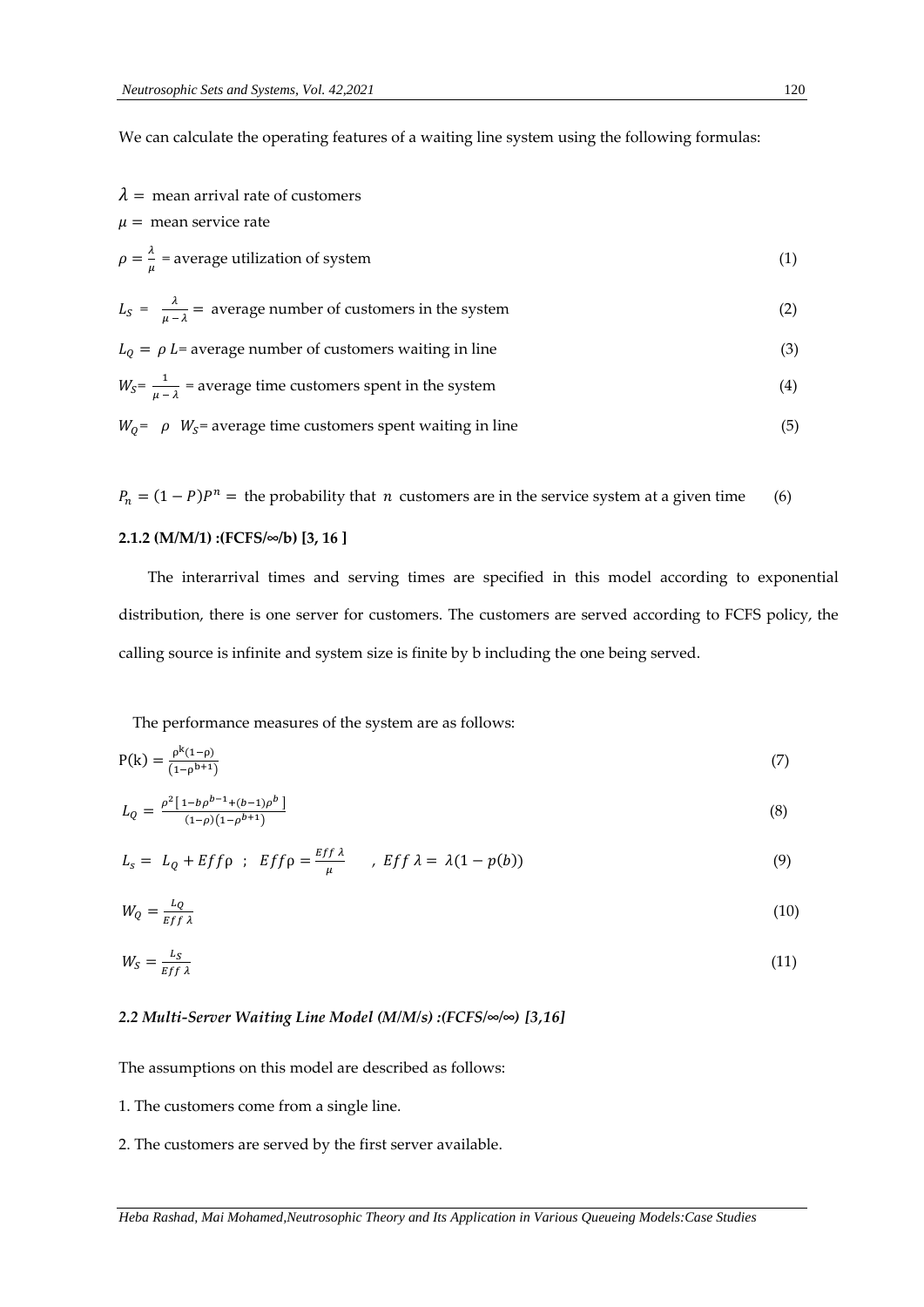We can calculate the operating features of a waiting line system using the following formulas:

$\lambda =$ mean arrival rate of customers

$\mu =$ mean service rate

$$\rho = \frac{\lambda}{\mu} = \text{average utilization of system} \tag{1}$$

$$L_S = \frac{\lambda}{\mu - \lambda} = \text{ average number of customers in the system} \tag{2}$$

$$L_Q = \rho \, L = \text{average number of customers waiting in line} \tag{3}$$

$$W_S = \frac{1}{\mu - \lambda} = \text{average time customers spent in the system} \tag{4}$$

$$W_Q = \rho \;\; W_S = \text{average time customers spent waiting in line} \tag{5}$$

$$P_n = (1 - P)P^n = \text{ the probability that } n \text{ customers are in the service system at a given time} \tag{6}$$

**2.1.2 (M/M/1) :(FCFS/∞/b) [3, 16 ]**

The interarrival times and serving times are specified in this model according to exponential distribution, there is one server for customers. The customers are served according to FCFS policy, the calling source is infinite and system size is finite by b including the one being served.

The performance measures of the system are as follows:

$$\mathrm{P(k)} = \frac{\rho^{k}(1-\rho)}{\left(1-\rho^{b+1}\right)} \tag{7}$$

$$L_Q = \frac{\rho^2\left[\,1-b\rho^{b-1}+(b-1)\rho^b\,\right]}{(1-\rho)\left(1-\rho^{b+1}\right)} \tag{8}$$

$$L_s = L_Q + Eff\rho \;\; ; \;\; Eff\rho = \frac{Eff\,\lambda}{\mu} \quad , \; Eff\,\lambda = \lambda(1 - p(b)) \tag{9}$$

$$W_Q = \frac{L_Q}{Eff\,\lambda} \tag{10}$$

$$W_S = \frac{L_S}{Eff\,\lambda} \tag{11}$$

### *2.2 Multi-Server Waiting Line Model (M/M/s) :(FCFS/∞/∞) [3,16]*

The assumptions on this model are described as follows:

1. The customers come from a single line.
2. The customers are served by the first server available.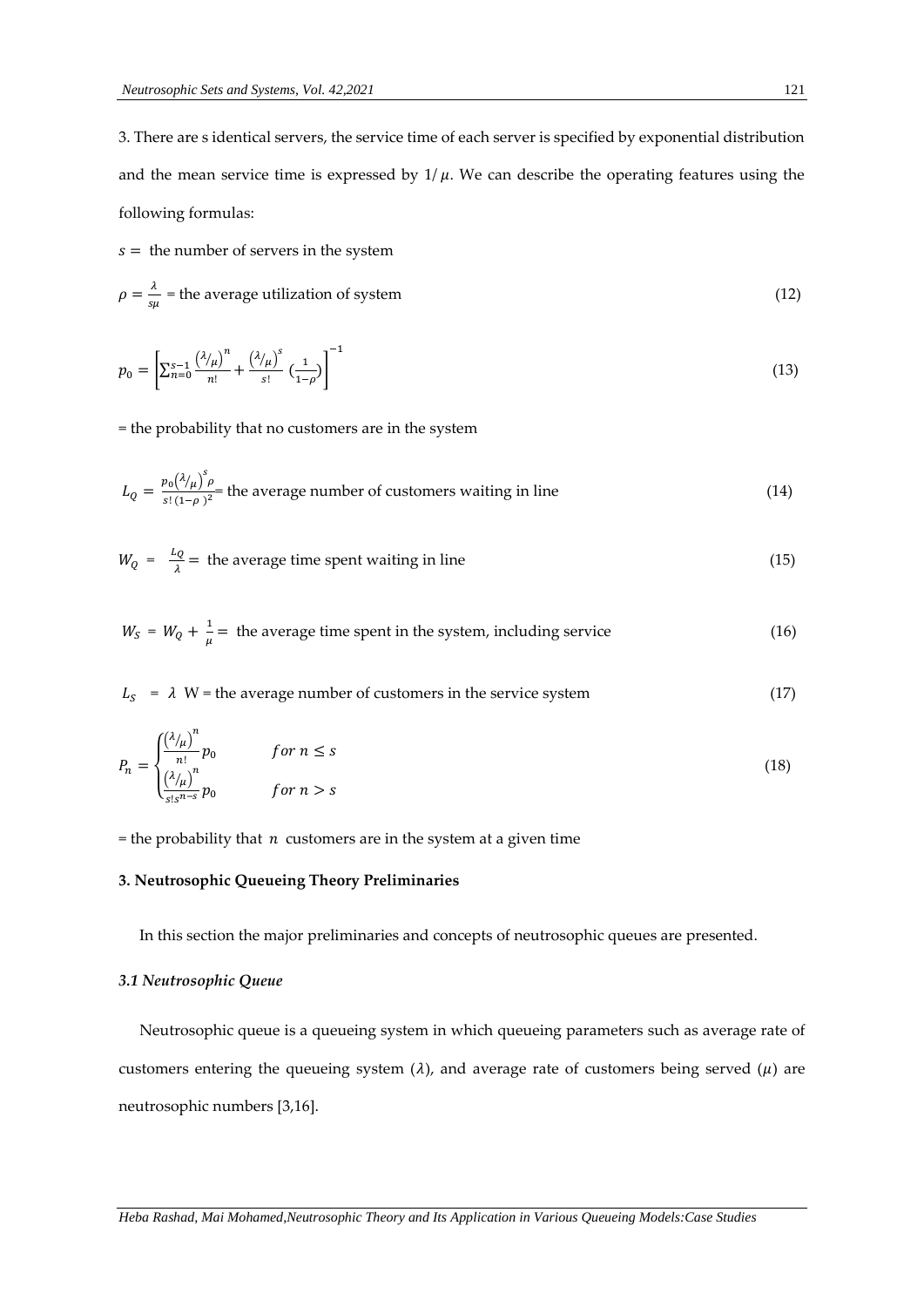3. There are s identical servers, the service time of each server is specified by exponential distribution and the mean service time is expressed by $1/\mu$. We can describe the operating features using the following formulas:

$s =$ the number of servers in the system

$$\rho = \frac{\lambda}{s\mu} = \text{the average utilization of system} \tag{12}$$

$$p_0 = \left[\sum_{n=0}^{s-1} \frac{\left(\lambda/\mu\right)^n}{n!} + \frac{\left(\lambda/\mu\right)^s}{s!} \left(\frac{1}{1-\rho}\right)\right]^{-1} \tag{13}$$

= the probability that no customers are in the system

$$L_Q = \frac{p_0\left(\lambda/\mu\right)^s \rho}{s!\,(1-\rho)^2} = \text{the average number of customers waiting in line} \tag{14}$$

$$W_Q = \frac{L_Q}{\lambda} = \text{the average time spent waiting in line} \tag{15}$$

$$W_S = W_Q + \frac{1}{\mu} = \text{the average time spent in the system, including service} \tag{16}$$

$$L_S = \lambda \; W = \text{the average number of customers in the service system} \tag{17}$$

$$P_n = \begin{cases} \frac{\left(\lambda/\mu\right)^n}{n!} p_0 & for\ n \le s \\ \frac{\left(\lambda/\mu\right)^n}{s!s^{n-s}} p_0 & for\ n > s \end{cases} \tag{18}$$

= the probability that $n$ customers are in the system at a given time

## 3. Neutrosophic Queueing Theory Preliminaries

In this section the major preliminaries and concepts of neutrosophic queues are presented.

### *3.1 Neutrosophic Queue*

Neutrosophic queue is a queueing system in which queueing parameters such as average rate of customers entering the queueing system ($\lambda$), and average rate of customers being served ($\mu$) are neutrosophic numbers [3,16].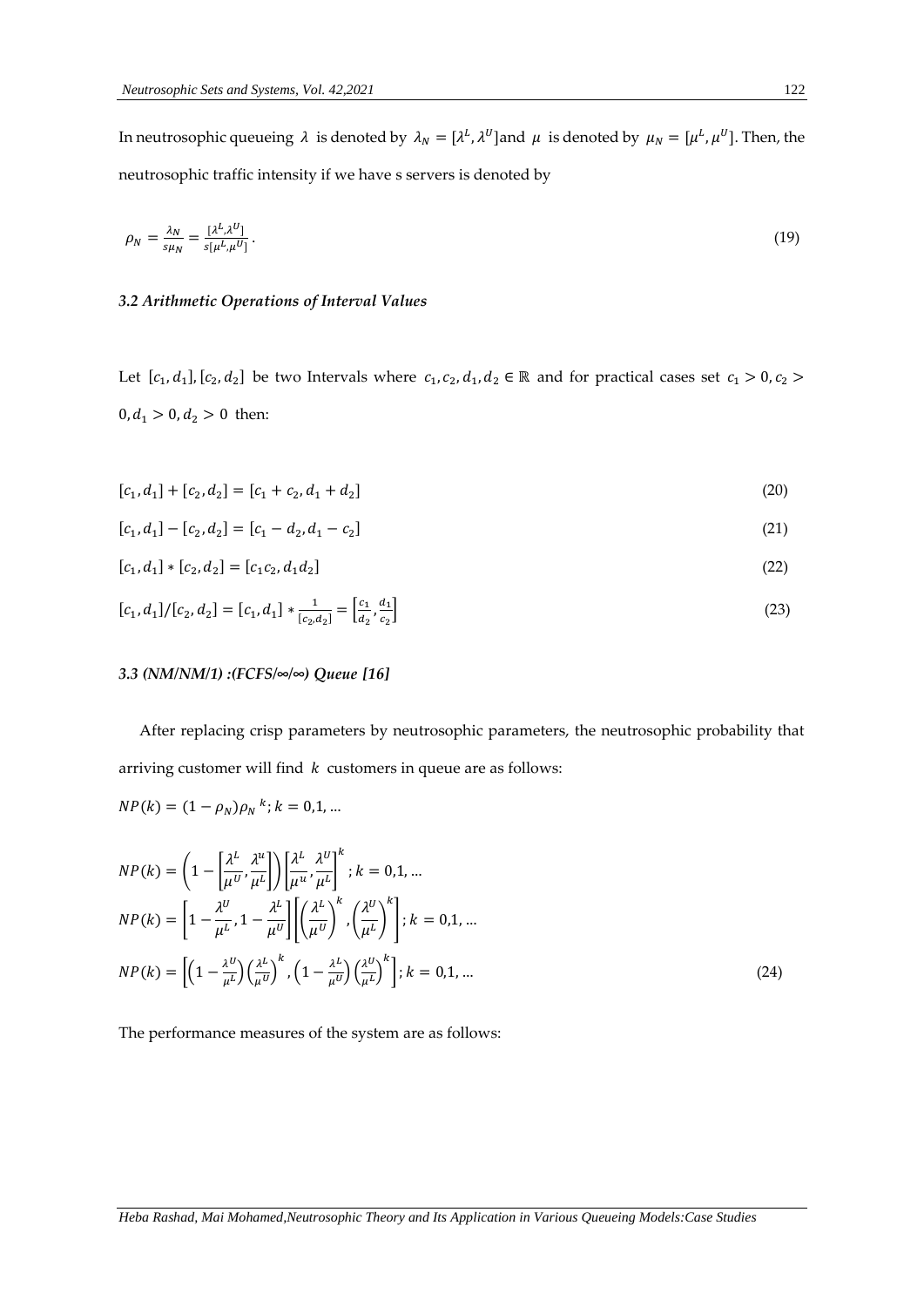In neutrosophic queueing $\lambda$ is denoted by $\lambda_N = [\lambda^L, \lambda^U]$and $\mu$ is denoted by $\mu_N = [\mu^L, \mu^U]$. Then, the neutrosophic traffic intensity if we have s servers is denoted by

$$\rho_N = \frac{\lambda_N}{s\mu_N} = \frac{[\lambda^L, \lambda^U]}{s[\mu^L, \mu^U]}. \tag{19}$$

### *3.2 Arithmetic Operations of Interval Values*

Let $[c_1, d_1], [c_2, d_2]$ be two Intervals where $c_1, c_2, d_1, d_2 \in \mathbb{R}$ and for practical cases set $c_1 > 0, c_2 > 0, d_1 > 0, d_2 > 0$ then:

$$[c_1, d_1] + [c_2, d_2] = [c_1 + c_2, d_1 + d_2] \tag{20}$$

$$[c_1, d_1] - [c_2, d_2] = [c_1 - d_2, d_1 - c_2] \tag{21}$$

$$[c_1, d_1] * [c_2, d_2] = [c_1 c_2, d_1 d_2] \tag{22}$$

$$[c_1, d_1]/[c_2, d_2] = [c_1, d_1] * \frac{1}{[c_2, d_2]} = \left[\frac{c_1}{d_2}, \frac{d_1}{c_2}\right] \tag{23}$$

### *3.3 (NM/NM/1) :(FCFS/∞/∞) Queue [16]*

After replacing crisp parameters by neutrosophic parameters, the neutrosophic probability that arriving customer will find $k$ customers in queue are as follows:

$$NP(k) = (1 - \rho_N)\rho_N{}^k; k = 0,1, \dots$$

$$NP(k) = \left(1 - \left[\frac{\lambda^L}{\mu^U}, \frac{\lambda^u}{\mu^L}\right]\right)\left[\frac{\lambda^L}{\mu^u}, \frac{\lambda^U}{\mu^L}\right]^k; k = 0,1, \dots$$

$$NP(k) = \left[1 - \frac{\lambda^U}{\mu^L}, 1 - \frac{\lambda^L}{\mu^U}\right]\left[\left(\frac{\lambda^L}{\mu^U}\right)^k, \left(\frac{\lambda^U}{\mu^L}\right)^k\right]; k = 0,1, \dots$$

$$NP(k) = \left[\left(1 - \frac{\lambda^U}{\mu^L}\right)\left(\frac{\lambda^L}{\mu^U}\right)^k, \left(1 - \frac{\lambda^L}{\mu^U}\right)\left(\frac{\lambda^U}{\mu^L}\right)^k\right]; k = 0,1, \dots \tag{24}$$

The performance measures of the system are as follows: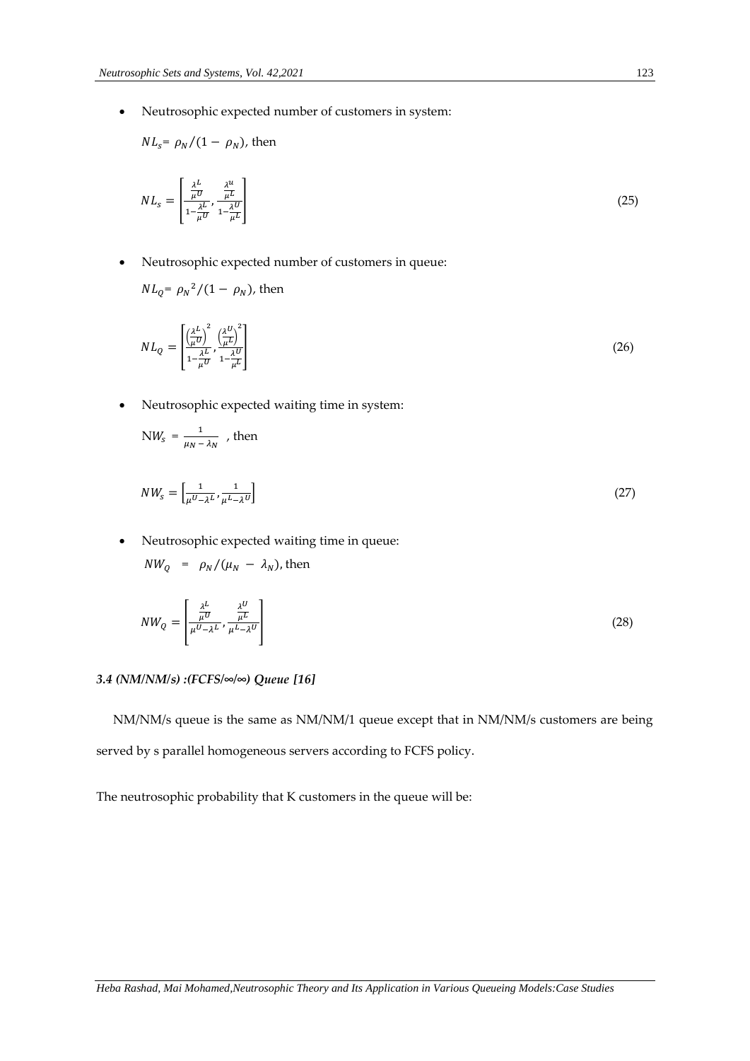- Neutrosophic expected number of customers in system:

  $NL_s = \rho_N/(1 - \rho_N)$, then

$$NL_s = \left[\frac{\frac{\lambda^L}{\mu^U}}{1-\frac{\lambda^L}{\mu^U}}, \frac{\frac{\lambda^u}{\mu^L}}{1-\frac{\lambda^U}{\mu^L}}\right] \tag{25}$$

- Neutrosophic expected number of customers in queue:

  $NL_Q = {\rho_N}^2/(1 - \rho_N)$, then

$$NL_Q = \left[\frac{\left(\frac{\lambda^L}{\mu^U}\right)^2}{1-\frac{\lambda^L}{\mu^U}}, \frac{\left(\frac{\lambda^U}{\mu^L}\right)^2}{1-\frac{\lambda^U}{\mu^L}}\right] \tag{26}$$

- Neutrosophic expected waiting time in system:

  $NW_s = \frac{1}{\mu_N - \lambda_N}$ , then

$$NW_s = \left[\frac{1}{\mu^U-\lambda^L}, \frac{1}{\mu^L-\lambda^U}\right] \tag{27}$$

- Neutrosophic expected waiting time in queue:

  $NW_Q = \rho_N/(\mu_N - \lambda_N)$, then

$$NW_Q = \left[\frac{\frac{\lambda^L}{\mu^U}}{\mu^U-\lambda^L}, \frac{\frac{\lambda^U}{\mu^L}}{\mu^L-\lambda^U}\right] \tag{28}$$

### *3.4 (NM/NM/s) :(FCFS/∞/∞) Queue [16]*

NM/NM/s queue is the same as NM/NM/1 queue except that in NM/NM/s customers are being served by s parallel homogeneous servers according to FCFS policy.

The neutrosophic probability that K customers in the queue will be: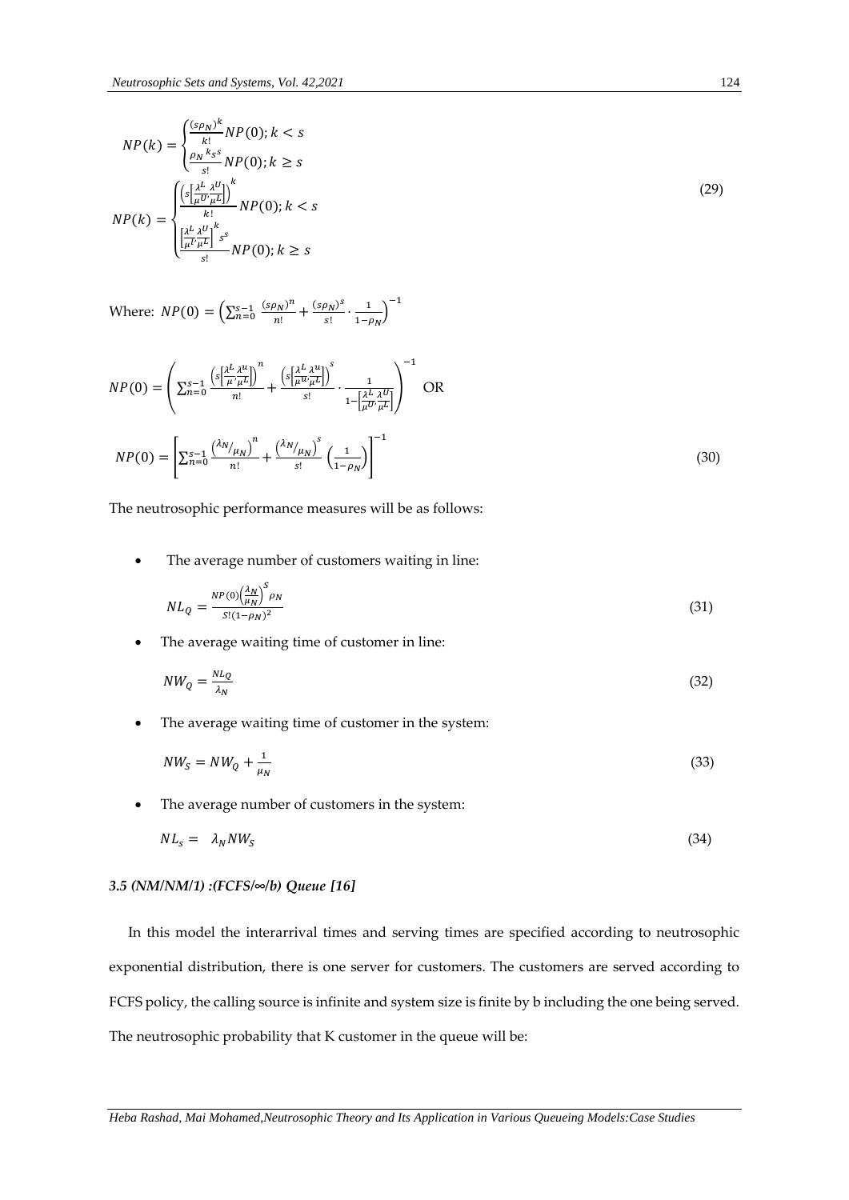$$NP(k) = \begin{cases} \frac{(s\rho_N)^k}{k!} NP(0); k < s \\ \frac{\rho_N{}^k s^s}{s!} NP(0); k \geq s \end{cases}$$

$$NP(k) = \begin{cases} \frac{\left(s\left[\frac{\lambda^L}{\mu^U}, \frac{\lambda^U}{\mu^L}\right]\right)^k}{k!} NP(0); k < s \\ \frac{\left[\frac{\lambda^L}{\mu^U}, \frac{\lambda^U}{\mu^L}\right]^k s^s}{s!} NP(0); k \geq s \end{cases} \tag{29}$$

Where: $NP(0) = \left(\sum_{n=0}^{s-1} \frac{(s\rho_N)^n}{n!} + \frac{(s\rho_N)^s}{s!} \cdot \frac{1}{1-\rho_N}\right)^{-1}$

$$NP(0) = \left(\sum_{n=0}^{s-1} \frac{\left(s\left[\frac{\lambda^L}{\mu^{\cdot}}, \frac{\lambda^u}{\mu^L}\right]\right)^n}{n!} + \frac{\left(s\left[\frac{\lambda^L}{\mu^u}, \frac{\lambda^u}{\mu^L}\right]\right)^s}{s!} \cdot \frac{1}{1-\left[\frac{\lambda^L}{\mu^U}, \frac{\lambda^U}{\mu^L}\right]}\right)^{-1} \quad \text{OR}$$

$$NP(0) = \left[\sum_{n=0}^{s-1} \frac{\left(\lambda_N/\mu_N\right)^n}{n!} + \frac{\left(\lambda_N/\mu_N\right)^s}{s!} \left(\frac{1}{1-\rho_N}\right)\right]^{-1} \tag{30}$$

The neutrosophic performance measures will be as follows:

- The average number of customers waiting in line:

$$NL_Q = \frac{NP(0)\left(\frac{\lambda_N}{\mu_N}\right)^S \rho_N}{S!(1-\rho_N)^2} \tag{31}$$

- The average waiting time of customer in line:

$$NW_Q = \frac{NL_Q}{\lambda_N} \tag{32}$$

- The average waiting time of customer in the system:

$$NW_S = NW_Q + \frac{1}{\mu_N} \tag{33}$$

- The average number of customers in the system:

$$NL_s = \lambda_N NW_S \tag{34}$$

### *3.5 (NM/NM/1) :(FCFS/∞/b) Queue [16]*

In this model the interarrival times and serving times are specified according to neutrosophic exponential distribution, there is one server for customers. The customers are served according to FCFS policy, the calling source is infinite and system size is finite by b including the one being served. The neutrosophic probability that K customer in the queue will be: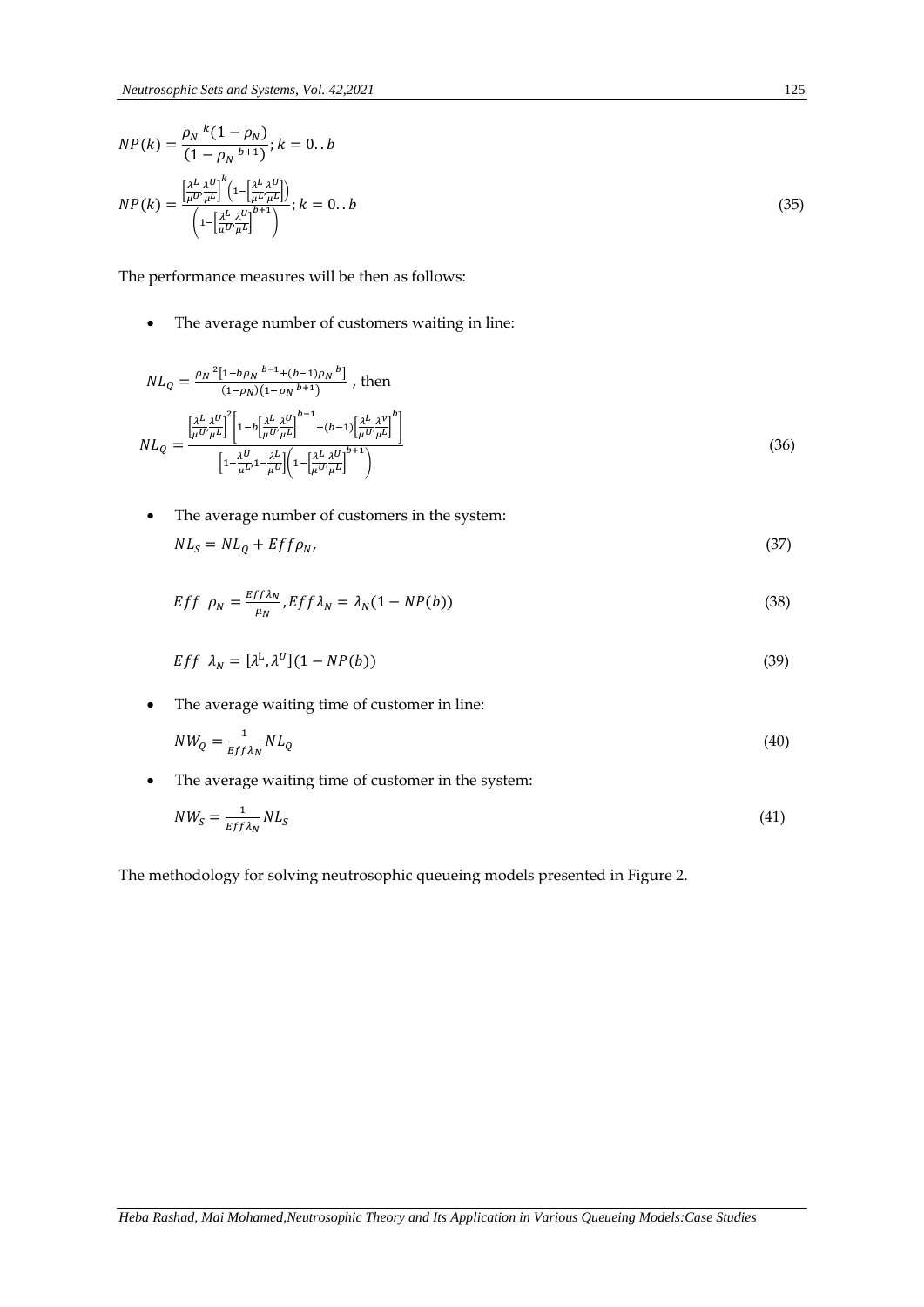$$NP(k) = \frac{{\rho_N}^k (1-\rho_N)}{(1-{\rho_N}^{b+1})}; k = 0..b$$

$$NP(k) = \frac{\left[\frac{\lambda^L}{\mu^U}, \frac{\lambda^U}{\mu^L}\right]^k \left(1-\left[\frac{\lambda^L}{\mu^L}, \frac{\lambda^U}{\mu^L}\right]\right)}{\left(1-\left[\frac{\lambda^L}{\mu^U}, \frac{\lambda^U}{\mu^L}\right]^{b+1}\right)}; k = 0..b \tag{35}$$

The performance measures will be then as follows:

- The average number of customers waiting in line:

$$NL_Q = \frac{{\rho_N}^2\left[1-b{\rho_N}^{b-1}+(b-1){\rho_N}^b\right]}{(1-\rho_N)(1-{\rho_N}^{b+1})} \text{, then}$$

$$NL_Q = \frac{\left[\frac{\lambda^L}{\mu^U}, \frac{\lambda^U}{\mu^L}\right]^2 \left[1-b\left[\frac{\lambda^L}{\mu^U}, \frac{\lambda^U}{\mu^L}\right]^{b-1}+(b-1)\left[\frac{\lambda^L}{\mu^U}, \frac{\lambda^v}{\mu^L}\right]^b\right]}{\left[1-\frac{\lambda^U}{\mu^L}, 1-\frac{\lambda^L}{\mu^U}\right]\left(1-\left[\frac{\lambda^L}{\mu^U}, \frac{\lambda^U}{\mu^L}\right]^{b+1}\right)} \tag{36}$$

- The average number of customers in the system:

$$NL_S = NL_Q + Eff\rho_N, \tag{37}$$

$$Eff\ \ \rho_N = \frac{Eff\lambda_N}{\mu_N}, Eff\lambda_N = \lambda_N(1-NP(b)) \tag{38}$$

$$Eff\ \ \lambda_N = [\lambda^L, \lambda^U](1-NP(b)) \tag{39}$$

- The average waiting time of customer in line:

$$NW_Q = \frac{1}{Eff\lambda_N} NL_Q \tag{40}$$

- The average waiting time of customer in the system:

$$NW_S = \frac{1}{Eff\lambda_N} NL_S \tag{41}$$

The methodology for solving neutrosophic queueing models presented in Figure 2.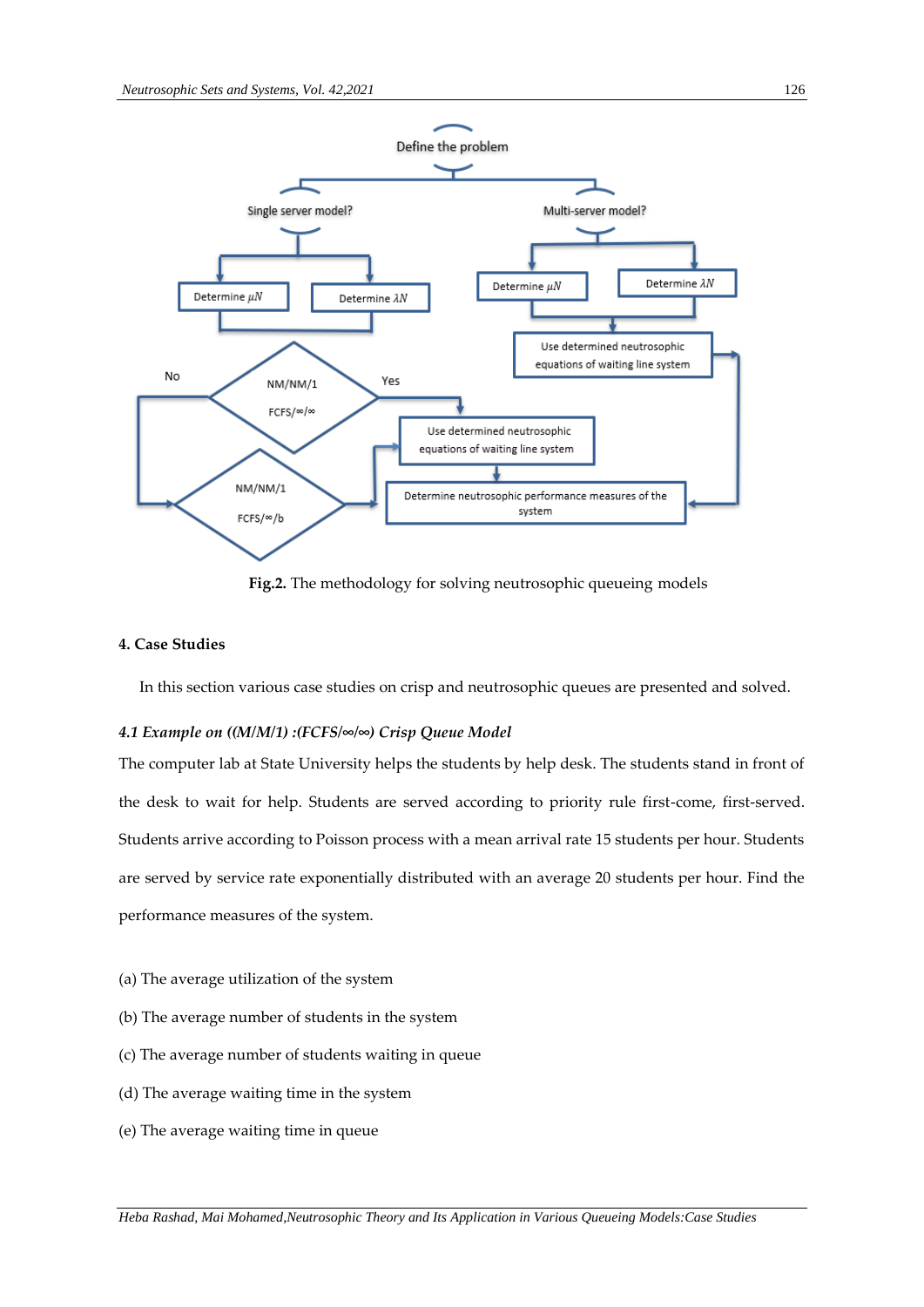Fig.2. The methodology for solving neutrosophic queueing models

## 4. Case Studies

In this section various case studies on crisp and neutrosophic queues are presented and solved.

### *4.1 Example on ((M/M/1) :(FCFS/∞/∞) Crisp Queue Model*

The computer lab at State University helps the students by help desk. The students stand in front of the desk to wait for help. Students are served according to priority rule first-come, first-served. Students arrive according to Poisson process with a mean arrival rate 15 students per hour. Students are served by service rate exponentially distributed with an average 20 students per hour. Find the performance measures of the system.

(a) The average utilization of the system

(b) The average number of students in the system

(c) The average number of students waiting in queue

(d) The average waiting time in the system

(e) The average waiting time in queue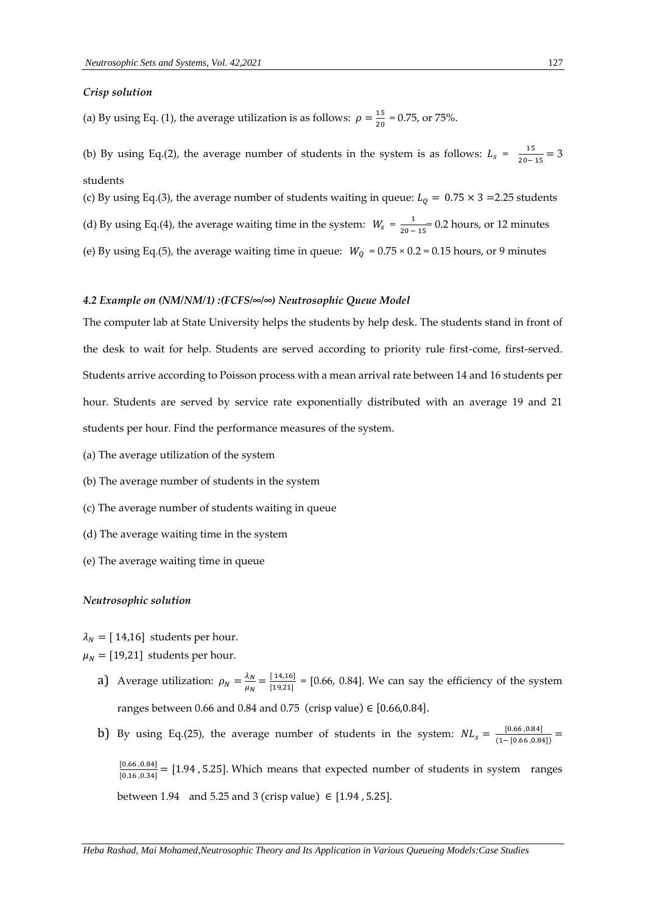*Crisp solution*

(a) By using Eq. (1), the average utilization is as follows: $\rho = \frac{15}{20}$ = 0.75, or 75%.

(b) By using Eq.(2), the average number of students in the system is as follows: $L_s = \frac{15}{20-15} = 3$ students

(c) By using Eq.(3), the average number of students waiting in queue: $L_Q = 0.75 \times 3 = 2.25$ students

(d) By using Eq.(4), the average waiting time in the system: $W_s = \frac{1}{20-15} = 0.2$ hours, or 12 minutes

(e) By using Eq.(5), the average waiting time in queue: $W_Q = 0.75 \times 0.2 = 0.15$ hours, or 9 minutes

#### *4.2 Example on (NM/NM/1) :(FCFS/∞/∞) Neutrosophic Queue Model*

The computer lab at State University helps the students by help desk. The students stand in front of the desk to wait for help. Students are served according to priority rule first-come, first-served. Students arrive according to Poisson process with a mean arrival rate between 14 and 16 students per hour. Students are served by service rate exponentially distributed with an average 19 and 21 students per hour. Find the performance measures of the system.

(a) The average utilization of the system

(b) The average number of students in the system

(c) The average number of students waiting in queue

(d) The average waiting time in the system

(e) The average waiting time in queue

*Neutrosophic solution*

$\lambda_N = [14,16]$ students per hour.

$\mu_N = [19,21]$ students per hour.

a) Average utilization: $\rho_N = \frac{\lambda_N}{\mu_N} = \frac{[14,16]}{[19,21]}$ = [0.66, 0.84]. We can say the efficiency of the system ranges between 0.66 and 0.84 and 0.75 (crisp value) $\in [0.66, 0.84]$.

b) By using Eq.(25), the average number of students in the system: $NL_s = \frac{[0.66, 0.84]}{(1-[0.66, 0.84])} = \frac{[0.66, 0.84]}{[0.16, 0.34]} = [1.94, 5.25]$. Which means that expected number of students in system ranges between 1.94 and 5.25 and 3 (crisp value) $\in [1.94, 5.25]$.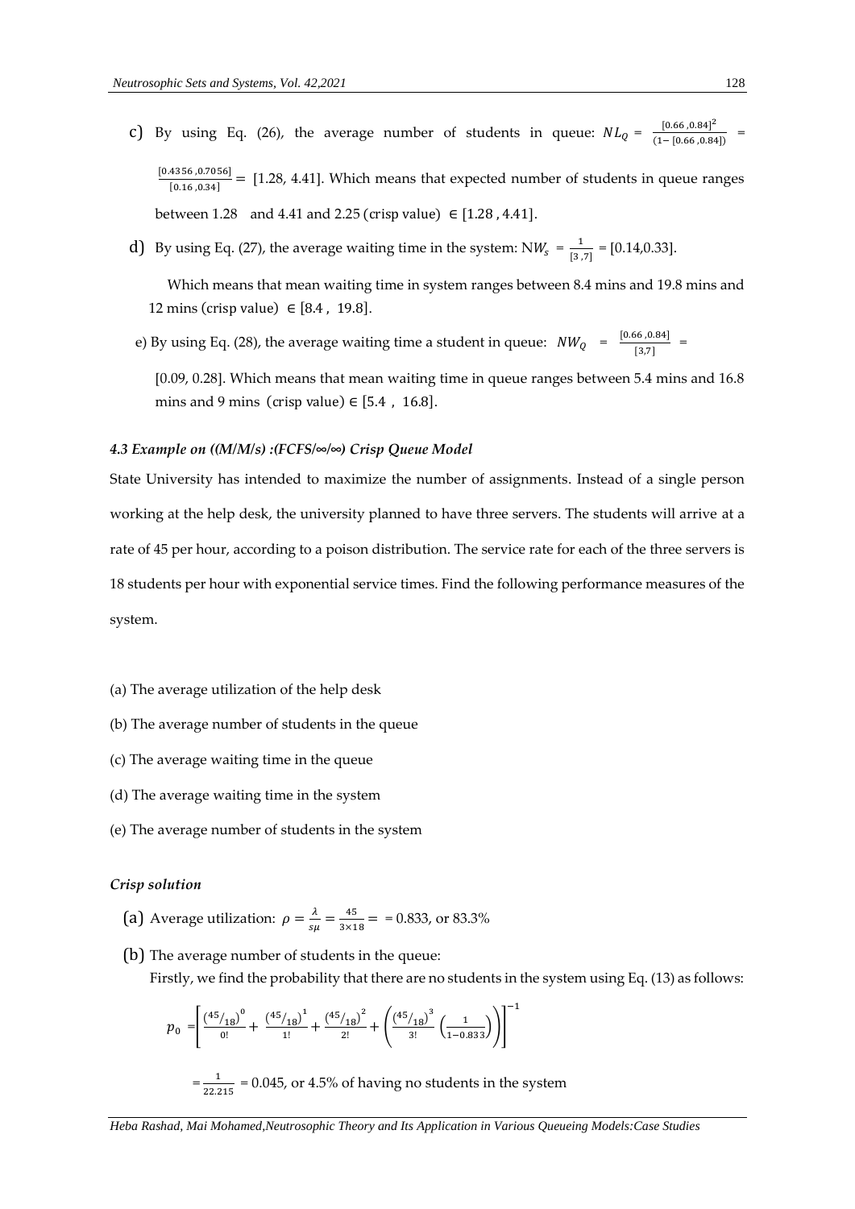c) By using Eq. (26), the average number of students in queue: $NL_Q = \frac{[0.66\,,0.84]^2}{(1-[0.66\,,0.84])} = \frac{[0.4356\,,0.7056]}{[0.16\,,0.34]} =$ [1.28, 4.41]. Which means that expected number of students in queue ranges between 1.28 and 4.41 and 2.25 (crisp value) $\in [1.28\,,4.41]$.

d) By using Eq. (27), the average waiting time in the system: $NW_s = \frac{1}{[3\,,7]}$ = [0.14,0.33].

Which means that mean waiting time in system ranges between 8.4 mins and 19.8 mins and 12 mins (crisp value) $\in [8.4\,,\ 19.8]$.

e) By using Eq. (28), the average waiting time a student in queue: $NW_Q = \frac{[0.66\,,0.84]}{[3,7]} =$ [0.09, 0.28]. Which means that mean waiting time in queue ranges between 5.4 mins and 16.8 mins and 9 mins (crisp value) $\in [5.4\,,\ 16.8]$.

#### *4.3 Example on ((M/M/s) :(FCFS/∞/∞) Crisp Queue Model*

State University has intended to maximize the number of assignments. Instead of a single person working at the help desk, the university planned to have three servers. The students will arrive at a rate of 45 per hour, according to a poison distribution. The service rate for each of the three servers is 18 students per hour with exponential service times. Find the following performance measures of the system.

(a) The average utilization of the help desk

(b) The average number of students in the queue

(c) The average waiting time in the queue

(d) The average waiting time in the system

(e) The average number of students in the system

#### *Crisp solution*

(a) Average utilization: $\rho = \frac{\lambda}{s\mu} = \frac{45}{3\times 18} =$ = 0.833, or 83.3%

(b) The average number of students in the queue:

Firstly, we find the probability that there are no students in the system using Eq. (13) as follows:

$$p_0 = \left[\frac{\left({}^{45}/_{18}\right)^0}{0!} + \frac{\left({}^{45}/_{18}\right)^1}{1!} + \frac{\left({}^{45}/_{18}\right)^2}{2!} + \left(\frac{\left({}^{45}/_{18}\right)^3}{3!}\left(\frac{1}{1-0.833}\right)\right)\right]^{-1}$$

$= \frac{1}{22.215}$ = 0.045, or 4.5% of having no students in the system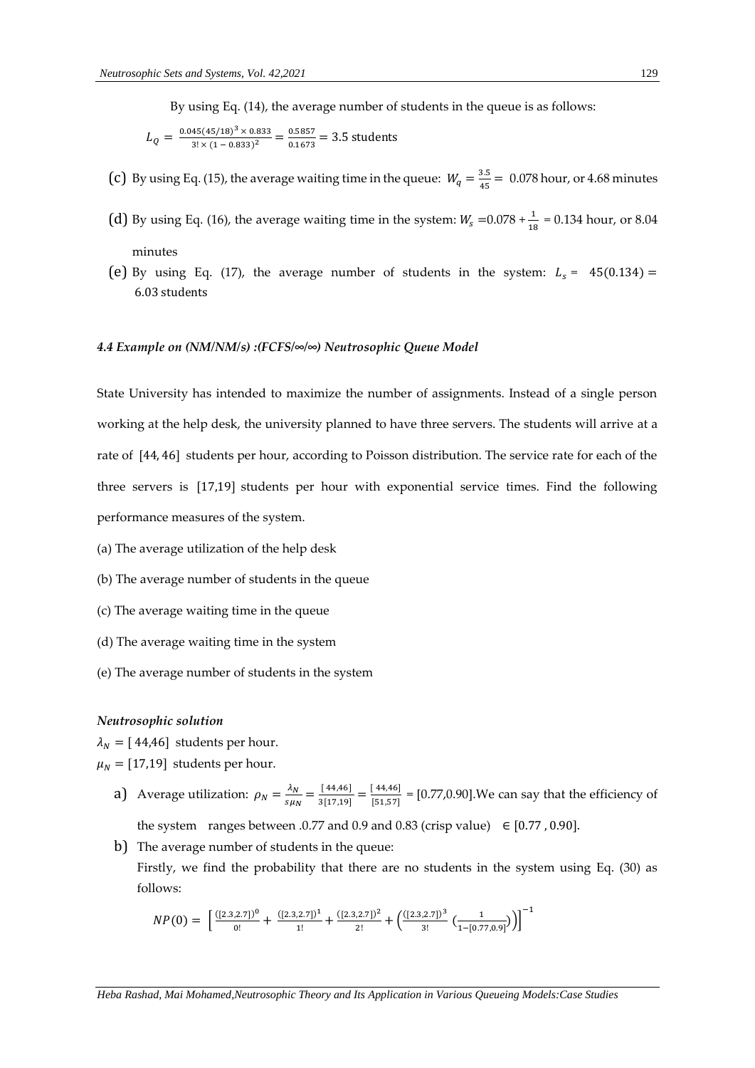By using Eq. (14), the average number of students in the queue is as follows:

$$L_Q = \frac{0.045(45/18)^3 \times 0.833}{3! \times (1-0.833)^2} = \frac{0.5857}{0.1673} = 3.5 \text{ students}$$

(c) By using Eq. (15), the average waiting time in the queue: $W_q = \frac{3.5}{45} =$ 0.078 hour, or 4.68 minutes

(d) By using Eq. (16), the average waiting time in the system: $W_s = 0.078 + \frac{1}{18}$ = 0.134 hour, or 8.04 minutes

(e) By using Eq. (17), the average number of students in the system: $L_s = 45(0.134) =$ 6.03 students

### *4.4 Example on (NM/NM/s) :(FCFS/∞/∞) Neutrosophic Queue Model*

State University has intended to maximize the number of assignments. Instead of a single person working at the help desk, the university planned to have three servers. The students will arrive at a rate of [44, 46] students per hour, according to Poisson distribution. The service rate for each of the three servers is [17,19] students per hour with exponential service times. Find the following performance measures of the system.

(a) The average utilization of the help desk

(b) The average number of students in the queue

(c) The average waiting time in the queue

(d) The average waiting time in the system

(e) The average number of students in the system

#### *Neutrosophic solution*

$\lambda_N =$ [ 44,46] students per hour.

$\mu_N =$ [17,19] students per hour.

a) Average utilization: $\rho_N = \frac{\lambda_N}{s\mu_N} = \frac{[44,46]}{3[17,19]} = \frac{[44,46]}{[51,57]}$ = [0.77,0.90].We can say that the efficiency of the system ranges between .0.77 and 0.9 and 0.83 (crisp value) $\in [0.77 , 0.90]$.

b) The average number of students in the queue:
Firstly, we find the probability that there are no students in the system using Eq. (30) as follows:

$$NP(0) = \left[ \frac{([2.3,2.7])^0}{0!} + \frac{([2.3,2.7])^1}{1!} + \frac{([2.3,2.7])^2}{2!} + \left( \frac{([2.3,2.7])^3}{3!} \left( \frac{1}{1-[0.77,0.9]} \right) \right) \right]^{-1}$$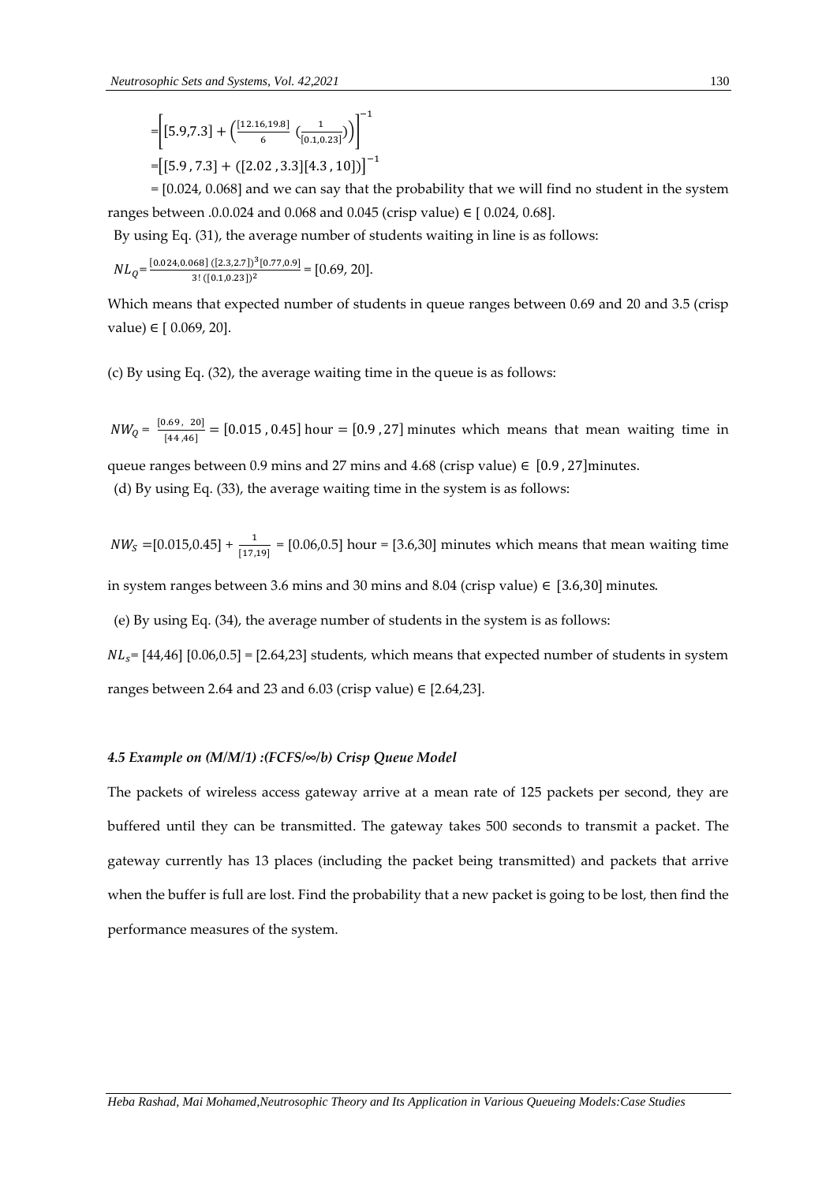$$=\left[[5.9,7.3]+\left(\frac{[12.16,19.8]}{6}\left(\frac{1}{[0.1,0.23]}\right)\right)\right]^{-1}$$

$$=\left[[5.9\,,7.3]+([2.02\,,3.3][4.3\,,10])\right]^{-1}$$

= [0.024, 0.068] and we can say that the probability that we will find no student in the system ranges between .0.0.024 and 0.068 and 0.045 (crisp value) ∈ [ 0.024, 0.68].

By using Eq. (31), the average number of students waiting in line is as follows:

$NL_Q = \frac{[0.024,0.068]\,([2.3,2.7])^3[0.77,0.9]}{3!\,([0.1,0.23])^2}$ = [0.69, 20].

Which means that expected number of students in queue ranges between 0.69 and 20 and 3.5 (crisp value) ∈ [ 0.069, 20].

(c) By using Eq. (32), the average waiting time in the queue is as follows:

$NW_Q = \frac{[0.69,\ 20]}{[44\,,46]} = [0.015\,, 0.45]$ hour $= [0.9\,, 27]$ minutes which means that mean waiting time in queue ranges between 0.9 mins and 27 mins and 4.68 (crisp value) $\in$ $[0.9\,, 27]$minutes.

(d) By using Eq. (33), the average waiting time in the system is as follows:

$NW_S$ =[0.015,0.45] + $\frac{1}{[17,19]}$ = [0.06,0.5] hour = [3.6,30] minutes which means that mean waiting time in system ranges between 3.6 mins and 30 mins and 8.04 (crisp value) $\in$ [3.6,30] minutes.

(e) By using Eq. (34), the average number of students in the system is as follows:

$NL_s$= [44,46] [0.06,0.5] = [2.64,23] students, which means that expected number of students in system ranges between 2.64 and 23 and 6.03 (crisp value) ∈ [2.64,23].

### *4.5 Example on (M/M/1) :(FCFS/∞/b) Crisp Queue Model*

The packets of wireless access gateway arrive at a mean rate of 125 packets per second, they are buffered until they can be transmitted. The gateway takes 500 seconds to transmit a packet. The gateway currently has 13 places (including the packet being transmitted) and packets that arrive when the buffer is full are lost. Find the probability that a new packet is going to be lost, then find the performance measures of the system.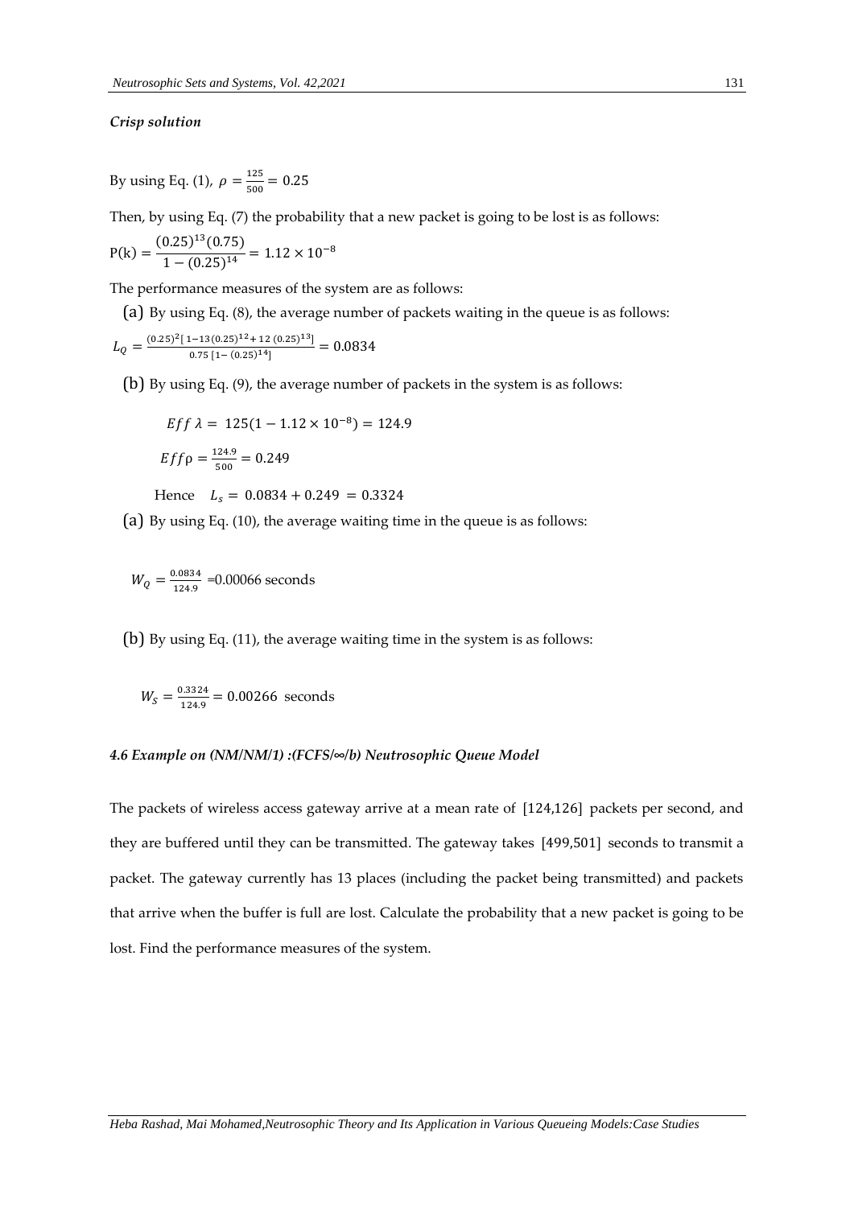***Crisp solution***

By using Eq. (1), $\rho = \frac{125}{500} = 0.25$

Then, by using Eq. (7) the probability that a new packet is going to be lost is as follows:

$$\mathrm{P(k)} = \frac{(0.25)^{13}(0.75)}{1-(0.25)^{14}} = 1.12 \times 10^{-8}$$

The performance measures of the system are as follows:

(a) By using Eq. (8), the average number of packets waiting in the queue is as follows:

$$L_Q = \frac{(0.25)^2[\,1-13(0.25)^{12} + 12\,(0.25)^{13}]}{0.75\,[1-\,(0.25)^{14}]} = 0.0834$$

(b) By using Eq. (9), the average number of packets in the system is as follows:

$$Eff\ \lambda = 125(1 - 1.12 \times 10^{-8}) = 124.9$$

$$Eff\rho = \frac{124.9}{500} = 0.249$$

Hence $L_s = 0.0834 + 0.249 = 0.3324$

(a) By using Eq. (10), the average waiting time in the queue is as follows:

$W_Q = \frac{0.0834}{124.9}$ =0.00066 seconds

(b) By using Eq. (11), the average waiting time in the system is as follows:

$W_S = \frac{0.3324}{124.9} = 0.00266$ seconds

#### *4.6 Example on (NM/NM/1) :(FCFS/∞/b) Neutrosophic Queue Model*

The packets of wireless access gateway arrive at a mean rate of [124,126] packets per second, and they are buffered until they can be transmitted. The gateway takes [499,501] seconds to transmit a packet. The gateway currently has 13 places (including the packet being transmitted) and packets that arrive when the buffer is full are lost. Calculate the probability that a new packet is going to be lost. Find the performance measures of the system.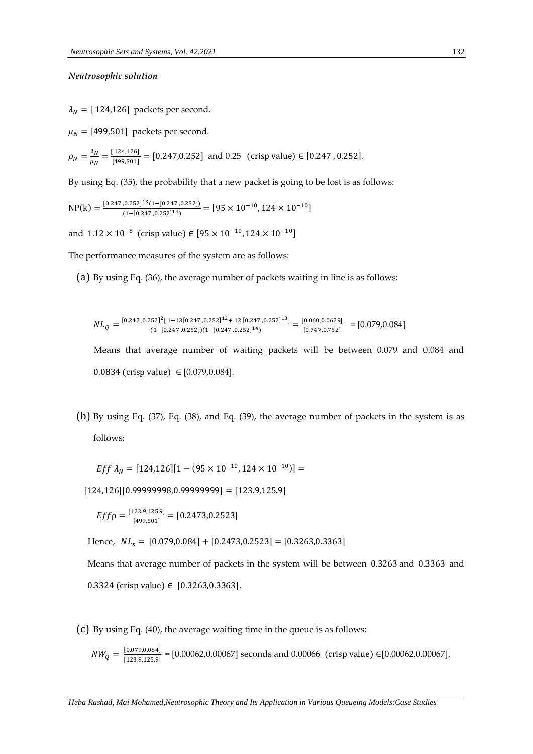***Neutrosophic solution***

$\lambda_N = [124{,}126]$ packets per second.

$\mu_N = [499{,}501]$ packets per second.

$\rho_N = \frac{\lambda_N}{\mu_N} = \frac{[124{,}126]}{[499{,}501]} = [0.247{,}0.252]$ and 0.25 (crisp value) $\in [0.247 , 0.252]$.

By using Eq. (35), the probability that a new packet is going to be lost is as follows:

$$\mathrm{NP(k)} = \frac{[0.247 ,0.252]^{13}(1-[0.247 ,0.252])}{(1-[0.247 ,0.252]^{14})} = [95 \times 10^{-10}, 124 \times 10^{-10}]$$

and $1.12 \times 10^{-8}$ (crisp value) $\in [95 \times 10^{-10}, 124 \times 10^{-10}]$

The performance measures of the system are as follows:

(a) By using Eq. (36), the average number of packets waiting in line is as follows:

$$NL_Q = \frac{[0.247 ,0.252]^2[\,1-13[0.247 ,0.252]^{12}+ 12\,[0.247 ,0.252]^{13}]}{(1-[0.247 ,0.252])(1-[0.247 ,0.252]^{14})} = \frac{[0.060{,}0.0629]}{[0.747{,}0.752]} = [0.079{,}0.084]$$

Means that average number of waiting packets will be between 0.079 and 0.084 and 0.0834 (crisp value) $\in [0.079{,}0.084]$.

(b) By using Eq. (37), Eq. (38), and Eq. (39), the average number of packets in the system is as follows:

$$Eff\ \lambda_N = [124{,}126][1-(95 \times 10^{-10}, 124 \times 10^{-10})] =$$

$$[124{,}126][0.99999998{,}0.99999999] = [123.9{,}125.9]$$

$$Eff\rho = \frac{[123.9{,}125.9]}{[499{,}501]} = [0.2473{,}0.2523]$$

Hence, $NL_s = [0.079{,}0.084] + [0.2473{,}0.2523] = [0.3263{,}0.3363]$

Means that average number of packets in the system will be between 0.3263 and 0.3363 and 0.3324 (crisp value) $\in$ [0.3263,0.3363].

(c) By using Eq. (40), the average waiting time in the queue is as follows:

$NW_Q = \frac{[0.079{,}0.084]}{[123.9{,}125.9]}$ = [0.00062,0.00067] seconds and 0.00066 (crisp value) $\in$[0.00062,0.00067].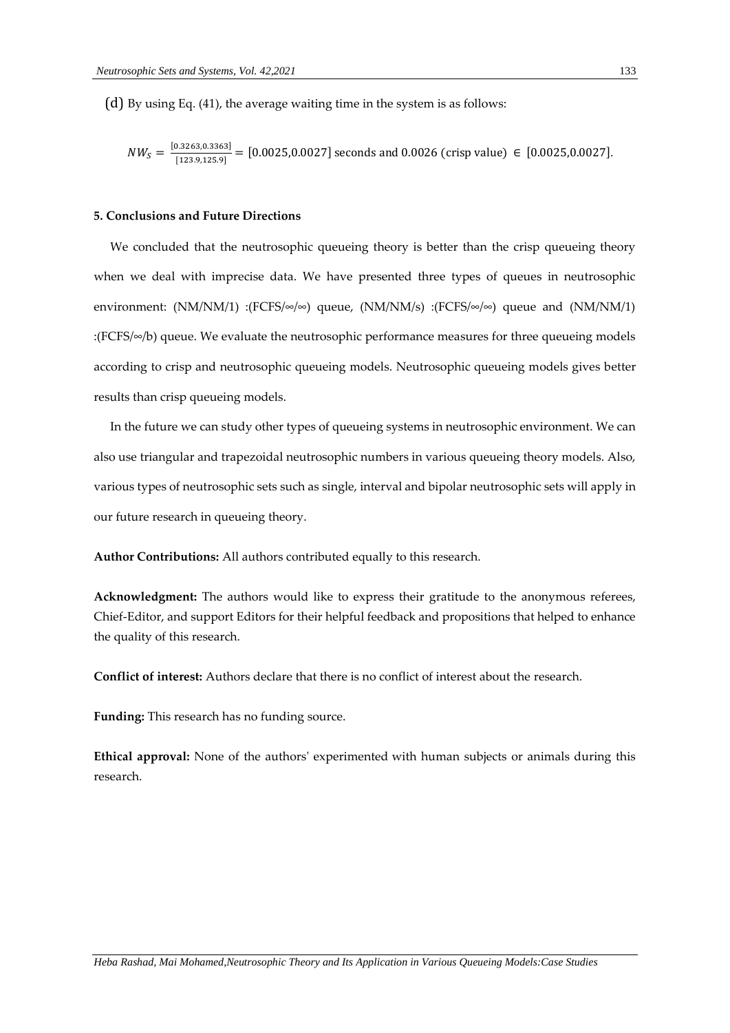(d) By using Eq. (41), the average waiting time in the system is as follows:

$$NW_S = \frac{[0.3263, 0.3363]}{[123.9, 125.9]} = [0.0025, 0.0027] \text{ seconds and } 0.0026 \text{ (crisp value) } \in [0.0025, 0.0027].$$

**5. Conclusions and Future Directions**

We concluded that the neutrosophic queueing theory is better than the crisp queueing theory when we deal with imprecise data. We have presented three types of queues in neutrosophic environment: (NM/NM/1) :(FCFS/∞/∞) queue, (NM/NM/s) :(FCFS/∞/∞) queue and (NM/NM/1) :(FCFS/∞/b) queue. We evaluate the neutrosophic performance measures for three queueing models according to crisp and neutrosophic queueing models. Neutrosophic queueing models gives better results than crisp queueing models.

In the future we can study other types of queueing systems in neutrosophic environment. We can also use triangular and trapezoidal neutrosophic numbers in various queueing theory models. Also, various types of neutrosophic sets such as single, interval and bipolar neutrosophic sets will apply in our future research in queueing theory.

**Author Contributions:** All authors contributed equally to this research.

**Acknowledgment:** The authors would like to express their gratitude to the anonymous referees, Chief-Editor, and support Editors for their helpful feedback and propositions that helped to enhance the quality of this research.

**Conflict of interest:** Authors declare that there is no conflict of interest about the research.

**Funding:** This research has no funding source.

**Ethical approval:** None of the authors' experimented with human subjects or animals during this research.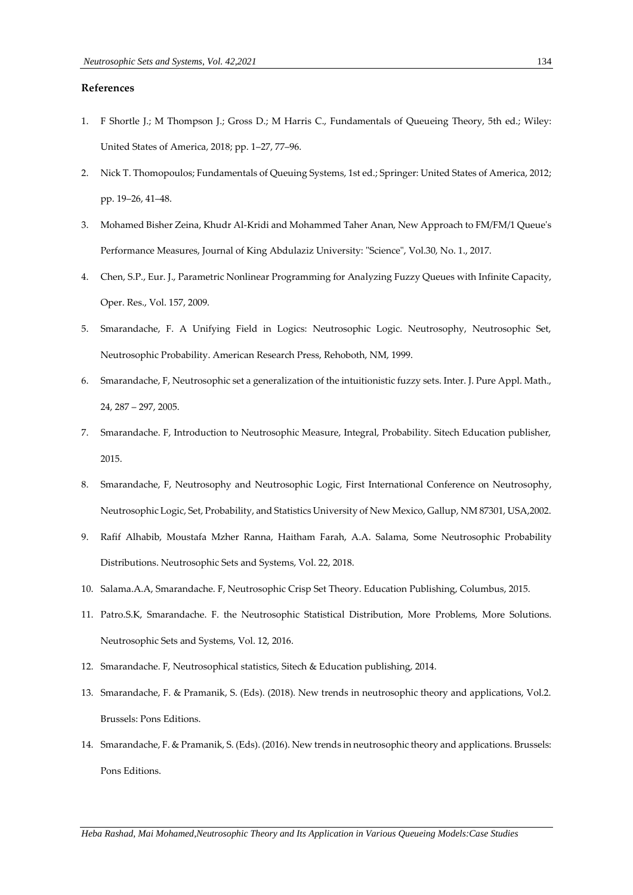**References**

1. F Shortle J.; M Thompson J.; Gross D.; M Harris C., Fundamentals of Queueing Theory, 5th ed.; Wiley: United States of America, 2018; pp. 1–27, 77–96.
2. Nick T. Thomopoulos; Fundamentals of Queuing Systems, 1st ed.; Springer: United States of America, 2012; pp. 19–26, 41–48.
3. Mohamed Bisher Zeina, Khudr Al-Kridi and Mohammed Taher Anan, New Approach to FM/FM/1 Queue's Performance Measures, Journal of King Abdulaziz University: "Science", Vol.30, No. 1., 2017.
4. Chen, S.P., Eur. J., Parametric Nonlinear Programming for Analyzing Fuzzy Queues with Infinite Capacity, Oper. Res., Vol. 157, 2009.
5. Smarandache, F. A Unifying Field in Logics: Neutrosophic Logic. Neutrosophy, Neutrosophic Set, Neutrosophic Probability. American Research Press, Rehoboth, NM, 1999.
6. Smarandache, F, Neutrosophic set a generalization of the intuitionistic fuzzy sets. Inter. J. Pure Appl. Math., 24, 287 – 297, 2005.
7. Smarandache. F, Introduction to Neutrosophic Measure, Integral, Probability. Sitech Education publisher, 2015.
8. Smarandache, F, Neutrosophy and Neutrosophic Logic, First International Conference on Neutrosophy, Neutrosophic Logic, Set, Probability, and Statistics University of New Mexico, Gallup, NM 87301, USA,2002.
9. Rafif Alhabib, Moustafa Mzher Ranna, Haitham Farah, A.A. Salama, Some Neutrosophic Probability Distributions. Neutrosophic Sets and Systems, Vol. 22, 2018.
10. Salama.A.A, Smarandache. F, Neutrosophic Crisp Set Theory. Education Publishing, Columbus, 2015.
11. Patro.S.K, Smarandache. F. the Neutrosophic Statistical Distribution, More Problems, More Solutions. Neutrosophic Sets and Systems, Vol. 12, 2016.
12. Smarandache. F, Neutrosophical statistics, Sitech & Education publishing, 2014.
13. Smarandache, F. & Pramanik, S. (Eds). (2018). New trends in neutrosophic theory and applications, Vol.2. Brussels: Pons Editions.
14. Smarandache, F. & Pramanik, S. (Eds). (2016). New trends in neutrosophic theory and applications. Brussels: Pons Editions.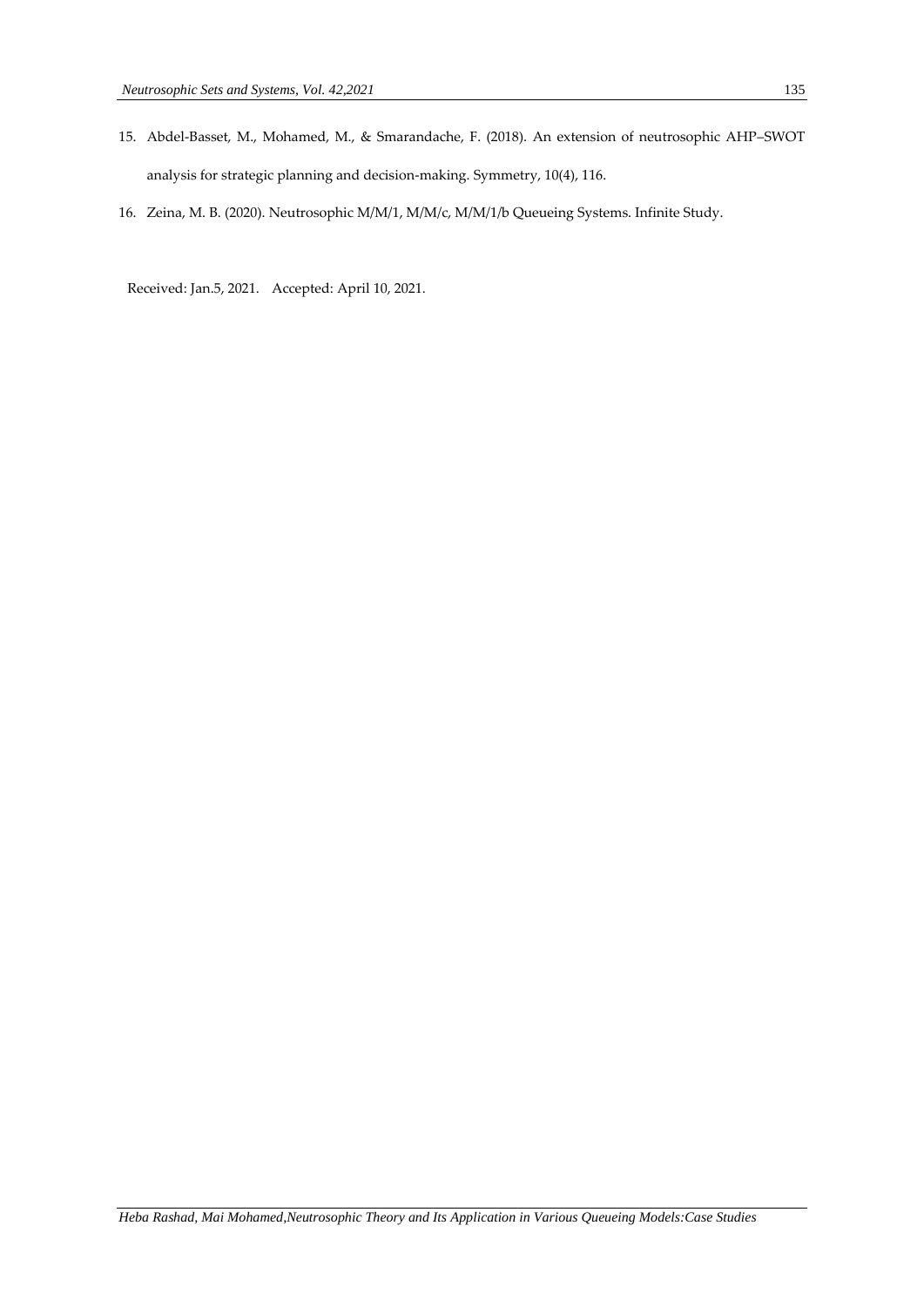15. Abdel-Basset, M., Mohamed, M., & Smarandache, F. (2018). An extension of neutrosophic AHP–SWOT analysis for strategic planning and decision-making. Symmetry, 10(4), 116.
16. Zeina, M. B. (2020). Neutrosophic M/M/1, M/M/c, M/M/1/b Queueing Systems. Infinite Study.

Received: Jan.5, 2021. Accepted: April 10, 2021.